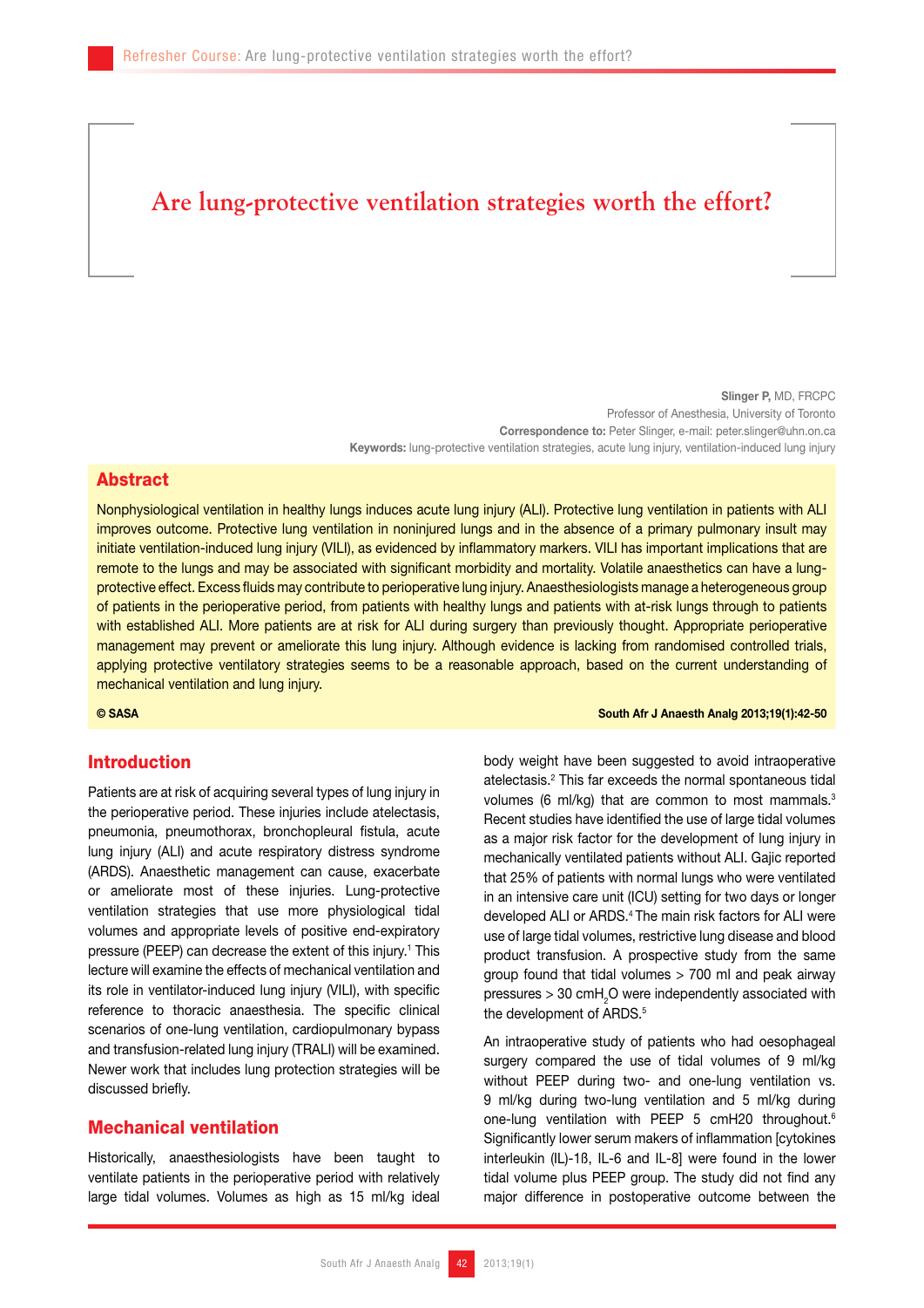# Are lung-protective ventilation strategies worth the effort?

**Slinger P,** MD, FRCPC
Professor of Anesthesia, University of Toronto
**Correspondence to:** Peter Slinger, e-mail: peter.slinger@uhn.on.ca
**Keywords:** lung-protective ventilation strategies, acute lung injury, ventilation-induced lung injury

## Abstract

Nonphysiological ventilation in healthy lungs induces acute lung injury (ALI). Protective lung ventilation in patients with ALI improves outcome. Protective lung ventilation in noninjured lungs and in the absence of a primary pulmonary insult may initiate ventilation-induced lung injury (VILI), as evidenced by inflammatory markers. VILI has important implications that are remote to the lungs and may be associated with significant morbidity and mortality. Volatile anaesthetics can have a lung-protective effect. Excess fluids may contribute to perioperative lung injury. Anaesthesiologists manage a heterogeneous group of patients in the perioperative period, from patients with healthy lungs and patients with at-risk lungs through to patients with established ALI. More patients are at risk for ALI during surgery than previously thought. Appropriate perioperative management may prevent or ameliorate this lung injury. Although evidence is lacking from randomised controlled trials, applying protective ventilatory strategies seems to be a reasonable approach, based on the current understanding of mechanical ventilation and lung injury.

**© SASA** **South Afr J Anaesth Analg 2013;19(1):42-50**

## Introduction

Patients are at risk of acquiring several types of lung injury in the perioperative period. These injuries include atelectasis, pneumonia, pneumothorax, bronchopleural fistula, acute lung injury (ALI) and acute respiratory distress syndrome (ARDS). Anaesthetic management can cause, exacerbate or ameliorate most of these injuries. Lung-protective ventilation strategies that use more physiological tidal volumes and appropriate levels of positive end-expiratory pressure (PEEP) can decrease the extent of this injury.[1] This lecture will examine the effects of mechanical ventilation and its role in ventilator-induced lung injury (VILI), with specific reference to thoracic anaesthesia. The specific clinical scenarios of one-lung ventilation, cardiopulmonary bypass and transfusion-related lung injury (TRALI) will be examined. Newer work that includes lung protection strategies will be discussed briefly.

## Mechanical ventilation

Historically, anaesthesiologists have been taught to ventilate patients in the perioperative period with relatively large tidal volumes. Volumes as high as 15 ml/kg ideal body weight have been suggested to avoid intraoperative atelectasis.[2] This far exceeds the normal spontaneous tidal volumes (6 ml/kg) that are common to most mammals.[3] Recent studies have identified the use of large tidal volumes as a major risk factor for the development of lung injury in mechanically ventilated patients without ALI. Gajic reported that 25% of patients with normal lungs who were ventilated in an intensive care unit (ICU) setting for two days or longer developed ALI or ARDS.[4] The main risk factors for ALI were use of large tidal volumes, restrictive lung disease and blood product transfusion. A prospective study from the same group found that tidal volumes > 700 ml and peak airway pressures > 30 cm$H_2O$ were independently associated with the development of ARDS.[5]

An intraoperative study of patients who had oesophageal surgery compared the use of tidal volumes of 9 ml/kg without PEEP during two- and one-lung ventilation vs. 9 ml/kg during two-lung ventilation and 5 ml/kg during one-lung ventilation with PEEP 5 cmH20 throughout.[6] Significantly lower serum makers of inflammation [cytokines interleukin (IL)-1ß, IL-6 and IL-8] were found in the lower tidal volume plus PEEP group. The study did not find any major difference in postoperative outcome between the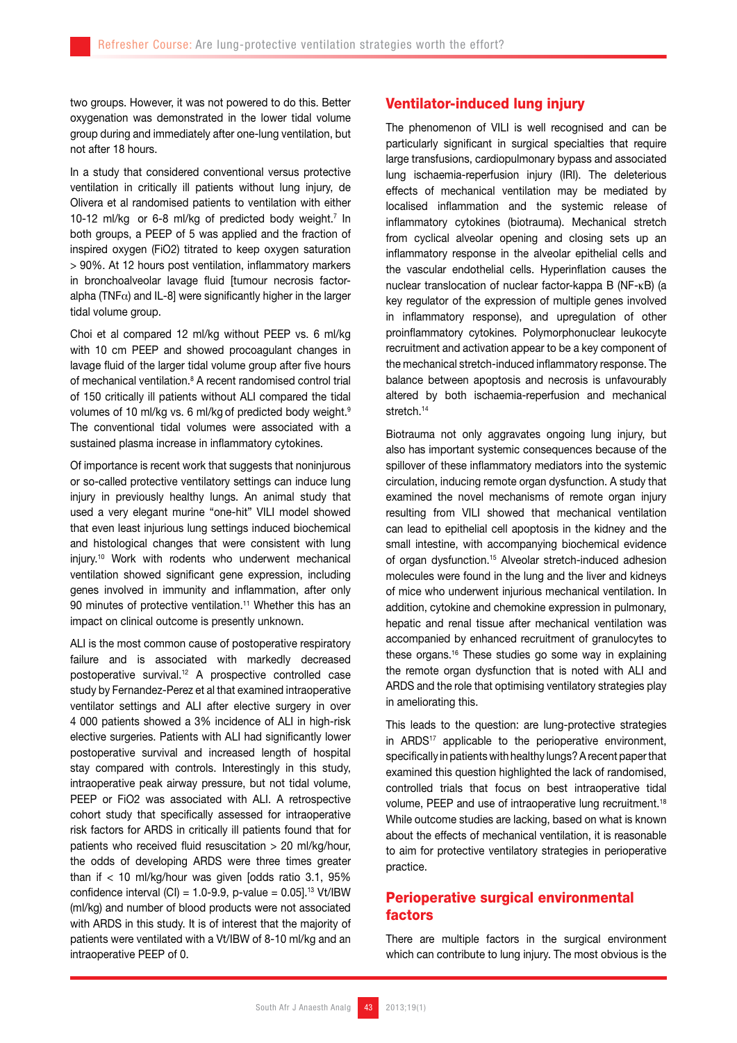two groups. However, it was not powered to do this. Better oxygenation was demonstrated in the lower tidal volume group during and immediately after one-lung ventilation, but not after 18 hours.

In a study that considered conventional versus protective ventilation in critically ill patients without lung injury, de Olivera et al randomised patients to ventilation with either 10-12 ml/kg or 6-8 ml/kg of predicted body weight.[7] In both groups, a PEEP of 5 was applied and the fraction of inspired oxygen (FiO2) titrated to keep oxygen saturation > 90%. At 12 hours post ventilation, inflammatory markers in bronchoalveolar lavage fluid [tumour necrosis factor-alpha (TNFα) and IL-8] were significantly higher in the larger tidal volume group.

Choi et al compared 12 ml/kg without PEEP vs. 6 ml/kg with 10 cm PEEP and showed procoagulant changes in lavage fluid of the larger tidal volume group after five hours of mechanical ventilation.[8] A recent randomised control trial of 150 critically ill patients without ALI compared the tidal volumes of 10 ml/kg vs. 6 ml/kg of predicted body weight.[9] The conventional tidal volumes were associated with a sustained plasma increase in inflammatory cytokines.

Of importance is recent work that suggests that noninjurous or so-called protective ventilatory settings can induce lung injury in previously healthy lungs. An animal study that used a very elegant murine "one-hit" VILI model showed that even least injurious lung settings induced biochemical and histological changes that were consistent with lung injury.[10] Work with rodents who underwent mechanical ventilation showed significant gene expression, including genes involved in immunity and inflammation, after only 90 minutes of protective ventilation.[11] Whether this has an impact on clinical outcome is presently unknown.

ALI is the most common cause of postoperative respiratory failure and is associated with markedly decreased postoperative survival.[12] A prospective controlled case study by Fernandez-Perez et al that examined intraoperative ventilator settings and ALI after elective surgery in over 4 000 patients showed a 3% incidence of ALI in high-risk elective surgeries. Patients with ALI had significantly lower postoperative survival and increased length of hospital stay compared with controls. Interestingly in this study, intraoperative peak airway pressure, but not tidal volume, PEEP or FiO2 was associated with ALI. A retrospective cohort study that specifically assessed for intraoperative risk factors for ARDS in critically ill patients found that for patients who received fluid resuscitation > 20 ml/kg/hour, the odds of developing ARDS were three times greater than if < 10 ml/kg/hour was given [odds ratio 3.1, 95% confidence interval (CI) = 1.0-9.9, p-value = 0.05].[13] Vt/IBW (ml/kg) and number of blood products were not associated with ARDS in this study. It is of interest that the majority of patients were ventilated with a Vt/IBW of 8-10 ml/kg and an intraoperative PEEP of 0.

## Ventilator-induced lung injury

The phenomenon of VILI is well recognised and can be particularly significant in surgical specialties that require large transfusions, cardiopulmonary bypass and associated lung ischaemia-reperfusion injury (IRI). The deleterious effects of mechanical ventilation may be mediated by localised inflammation and the systemic release of inflammatory cytokines (biotrauma). Mechanical stretch from cyclical alveolar opening and closing sets up an inflammatory response in the alveolar epithelial cells and the vascular endothelial cells. Hyperinflation causes the nuclear translocation of nuclear factor-kappa B (NF-κB) (a key regulator of the expression of multiple genes involved in inflammatory response), and upregulation of other proinflammatory cytokines. Polymorphonuclear leukocyte recruitment and activation appear to be a key component of the mechanical stretch-induced inflammatory response. The balance between apoptosis and necrosis is unfavourably altered by both ischaemia-reperfusion and mechanical stretch.[14]

Biotrauma not only aggravates ongoing lung injury, but also has important systemic consequences because of the spillover of these inflammatory mediators into the systemic circulation, inducing remote organ dysfunction. A study that examined the novel mechanisms of remote organ injury resulting from VILI showed that mechanical ventilation can lead to epithelial cell apoptosis in the kidney and the small intestine, with accompanying biochemical evidence of organ dysfunction.[15] Alveolar stretch-induced adhesion molecules were found in the lung and the liver and kidneys of mice who underwent injurious mechanical ventilation. In addition, cytokine and chemokine expression in pulmonary, hepatic and renal tissue after mechanical ventilation was accompanied by enhanced recruitment of granulocytes to these organs.[16] These studies go some way in explaining the remote organ dysfunction that is noted with ALI and ARDS and the role that optimising ventilatory strategies play in ameliorating this.

This leads to the question: are lung-protective strategies in ARDS[17] applicable to the perioperative environment, specifically in patients with healthy lungs? A recent paper that examined this question highlighted the lack of randomised, controlled trials that focus on best intraoperative tidal volume, PEEP and use of intraoperative lung recruitment.[18] While outcome studies are lacking, based on what is known about the effects of mechanical ventilation, it is reasonable to aim for protective ventilatory strategies in perioperative practice.

## Perioperative surgical environmental factors

There are multiple factors in the surgical environment which can contribute to lung injury. The most obvious is the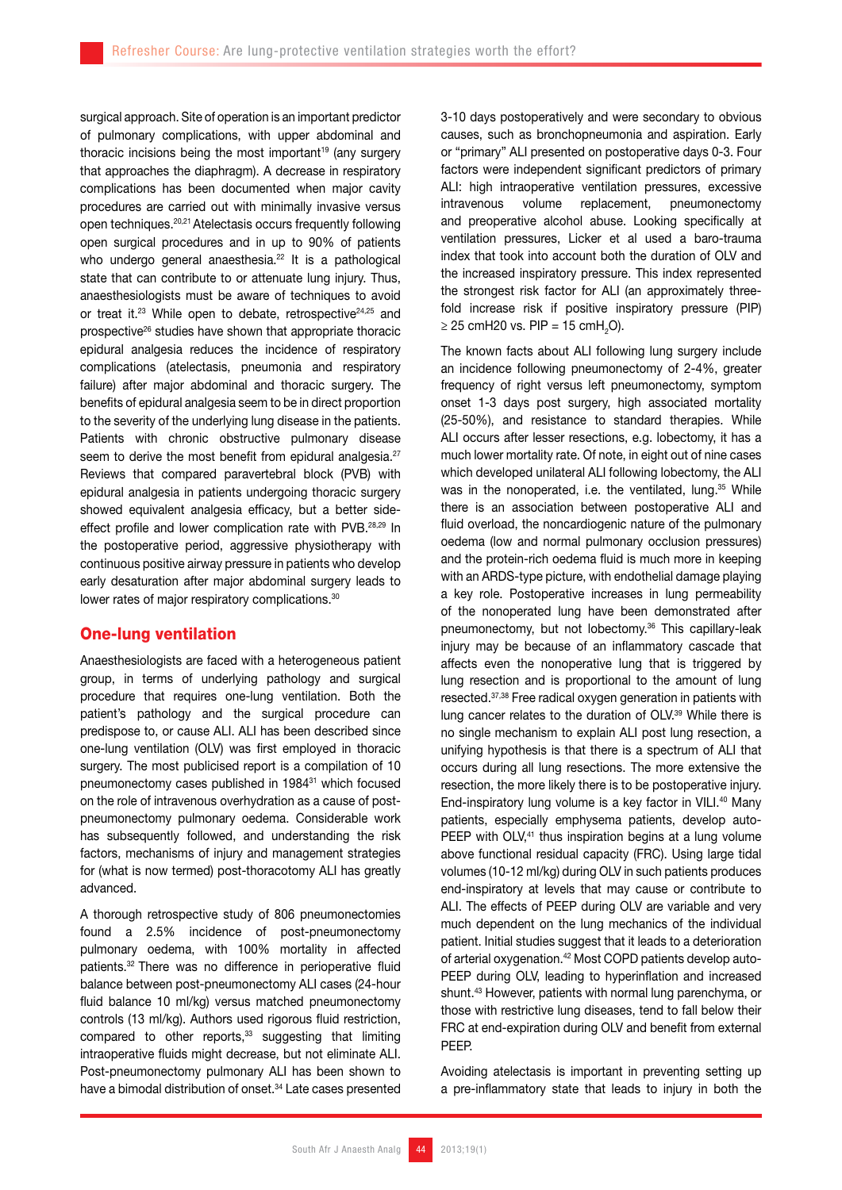surgical approach. Site of operation is an important predictor of pulmonary complications, with upper abdominal and thoracic incisions being the most important[19] (any surgery that approaches the diaphragm). A decrease in respiratory complications has been documented when major cavity procedures are carried out with minimally invasive versus open techniques.[20,21] Atelectasis occurs frequently following open surgical procedures and in up to 90% of patients who undergo general anaesthesia.[22] It is a pathological state that can contribute to or attenuate lung injury. Thus, anaesthesiologists must be aware of techniques to avoid or treat it.[23] While open to debate, retrospective[24,25] and prospective[26] studies have shown that appropriate thoracic epidural analgesia reduces the incidence of respiratory complications (atelectasis, pneumonia and respiratory failure) after major abdominal and thoracic surgery. The benefits of epidural analgesia seem to be in direct proportion to the severity of the underlying lung disease in the patients. Patients with chronic obstructive pulmonary disease seem to derive the most benefit from epidural analgesia.[27] Reviews that compared paravertebral block (PVB) with epidural analgesia in patients undergoing thoracic surgery showed equivalent analgesia efficacy, but a better side-effect profile and lower complication rate with PVB.[28,29] In the postoperative period, aggressive physiotherapy with continuous positive airway pressure in patients who develop early desaturation after major abdominal surgery leads to lower rates of major respiratory complications.[30]

## One-lung ventilation

Anaesthesiologists are faced with a heterogeneous patient group, in terms of underlying pathology and surgical procedure that requires one-lung ventilation. Both the patient's pathology and the surgical procedure can predispose to, or cause ALI. ALI has been described since one-lung ventilation (OLV) was first employed in thoracic surgery. The most publicised report is a compilation of 10 pneumonectomy cases published in 1984[31] which focused on the role of intravenous overhydration as a cause of post-pneumonectomy pulmonary oedema. Considerable work has subsequently followed, and understanding the risk factors, mechanisms of injury and management strategies for (what is now termed) post-thoracotomy ALI has greatly advanced.

A thorough retrospective study of 806 pneumonectomies found a 2.5% incidence of post-pneumonectomy pulmonary oedema, with 100% mortality in affected patients.[32] There was no difference in perioperative fluid balance between post-pneumonectomy ALI cases (24-hour fluid balance 10 ml/kg) versus matched pneumonectomy controls (13 ml/kg). Authors used rigorous fluid restriction, compared to other reports,[33] suggesting that limiting intraoperative fluids might decrease, but not eliminate ALI. Post-pneumonectomy pulmonary ALI has been shown to have a bimodal distribution of onset.[34] Late cases presented 3-10 days postoperatively and were secondary to obvious causes, such as bronchopneumonia and aspiration. Early or "primary" ALI presented on postoperative days 0-3. Four factors were independent significant predictors of primary ALI: high intraoperative ventilation pressures, excessive intravenous volume replacement, pneumonectomy and preoperative alcohol abuse. Looking specifically at ventilation pressures, Licker et al used a baro-trauma index that took into account both the duration of OLV and the increased inspiratory pressure. This index represented the strongest risk factor for ALI (an approximately three-fold increase risk if positive inspiratory pressure (PIP) ≥ 25 cmH20 vs. PIP = 15 $cmH_2O$).

The known facts about ALI following lung surgery include an incidence following pneumonectomy of 2-4%, greater frequency of right versus left pneumonectomy, symptom onset 1-3 days post surgery, high associated mortality (25-50%), and resistance to standard therapies. While ALI occurs after lesser resections, e.g. lobectomy, it has a much lower mortality rate. Of note, in eight out of nine cases which developed unilateral ALI following lobectomy, the ALI was in the nonoperated, i.e. the ventilated, lung.[35] While there is an association between postoperative ALI and fluid overload, the noncardiogenic nature of the pulmonary oedema (low and normal pulmonary occlusion pressures) and the protein-rich oedema fluid is much more in keeping with an ARDS-type picture, with endothelial damage playing a key role. Postoperative increases in lung permeability of the nonoperated lung have been demonstrated after pneumonectomy, but not lobectomy.[36] This capillary-leak injury may be because of an inflammatory cascade that affects even the nonoperative lung that is triggered by lung resection and is proportional to the amount of lung resected.[37,38] Free radical oxygen generation in patients with lung cancer relates to the duration of OLV.[39] While there is no single mechanism to explain ALI post lung resection, a unifying hypothesis is that there is a spectrum of ALI that occurs during all lung resections. The more extensive the resection, the more likely there is to be postoperative injury. End-inspiratory lung volume is a key factor in VILI.[40] Many patients, especially emphysema patients, develop auto-PEEP with OLV,[41] thus inspiration begins at a lung volume above functional residual capacity (FRC). Using large tidal volumes (10-12 ml/kg) during OLV in such patients produces end-inspiratory at levels that may cause or contribute to ALI. The effects of PEEP during OLV are variable and very much dependent on the lung mechanics of the individual patient. Initial studies suggest that it leads to a deterioration of arterial oxygenation.[42] Most COPD patients develop auto-PEEP during OLV, leading to hyperinflation and increased shunt.[43] However, patients with normal lung parenchyma, or those with restrictive lung diseases, tend to fall below their FRC at end-expiration during OLV and benefit from external PEEP.

Avoiding atelectasis is important in preventing setting up a pre-inflammatory state that leads to injury in both the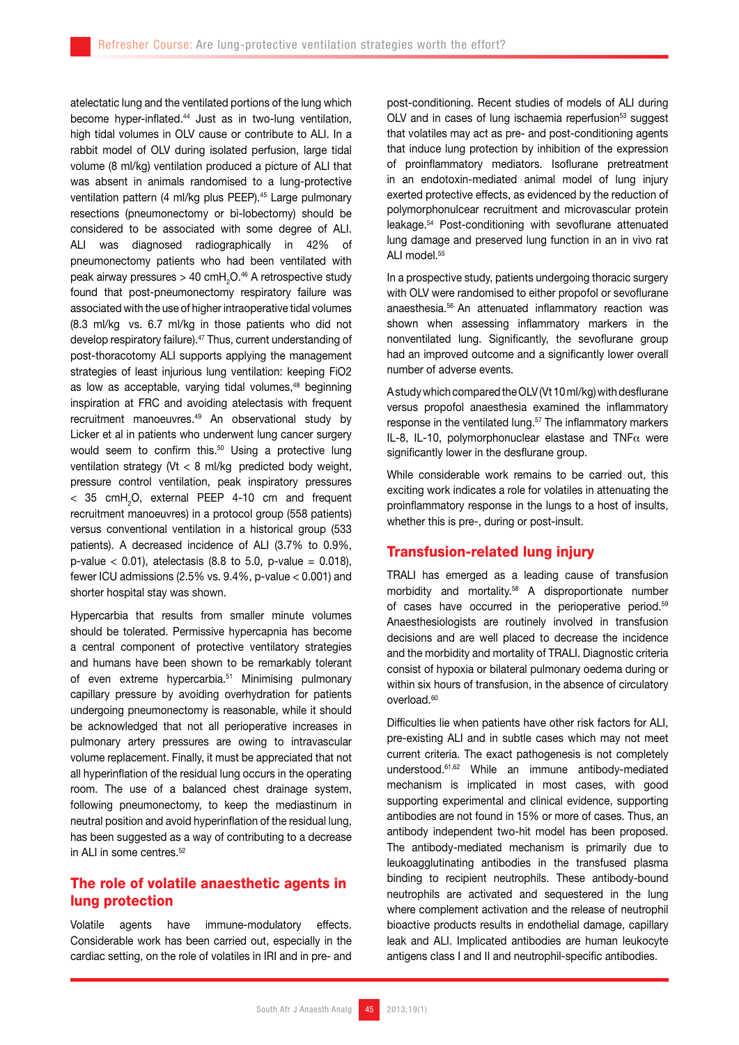atelectatic lung and the ventilated portions of the lung which become hyper-inflated.[44] Just as in two-lung ventilation, high tidal volumes in OLV cause or contribute to ALI. In a rabbit model of OLV during isolated perfusion, large tidal volume (8 ml/kg) ventilation produced a picture of ALI that was absent in animals randomised to a lung-protective ventilation pattern (4 ml/kg plus PEEP).[45] Large pulmonary resections (pneumonectomy or bi-lobectomy) should be considered to be associated with some degree of ALI. ALI was diagnosed radiographically in 42% of pneumonectomy patients who had been ventilated with peak airway pressures > 40 cm$H_2O$.[46] A retrospective study found that post-pneumonectomy respiratory failure was associated with the use of higher intraoperative tidal volumes (8.3 ml/kg vs. 6.7 ml/kg in those patients who did not develop respiratory failure).[47] Thus, current understanding of post-thoracotomy ALI supports applying the management strategies of least injurious lung ventilation: keeping FiO2 as low as acceptable, varying tidal volumes,[48] beginning inspiration at FRC and avoiding atelectasis with frequent recruitment manoeuvres.[49] An observational study by Licker et al in patients who underwent lung cancer surgery would seem to confirm this.[50] Using a protective lung ventilation strategy (Vt < 8 ml/kg predicted body weight, pressure control ventilation, peak inspiratory pressures < 35 cm$H_2O$, external PEEP 4-10 cm and frequent recruitment manoeuvres) in a protocol group (558 patients) versus conventional ventilation in a historical group (533 patients). A decreased incidence of ALI (3.7% to 0.9%, p-value < 0.01), atelectasis (8.8 to 5.0, p-value = 0.018), fewer ICU admissions (2.5% vs. 9.4%, p-value < 0.001) and shorter hospital stay was shown.

Hypercarbia that results from smaller minute volumes should be tolerated. Permissive hypercapnia has become a central component of protective ventilatory strategies and humans have been shown to be remarkably tolerant of even extreme hypercarbia.[51] Minimising pulmonary capillary pressure by avoiding overhydration for patients undergoing pneumonectomy is reasonable, while it should be acknowledged that not all perioperative increases in pulmonary artery pressures are owing to intravascular volume replacement. Finally, it must be appreciated that not all hyperinflation of the residual lung occurs in the operating room. The use of a balanced chest drainage system, following pneumonectomy, to keep the mediastinum in neutral position and avoid hyperinflation of the residual lung, has been suggested as a way of contributing to a decrease in ALI in some centres.[52]

## The role of volatile anaesthetic agents in lung protection

Volatile agents have immune-modulatory effects. Considerable work has been carried out, especially in the cardiac setting, on the role of volatiles in IRI and in pre- and post-conditioning. Recent studies of models of ALI during OLV and in cases of lung ischaemia reperfusion[53] suggest that volatiles may act as pre- and post-conditioning agents that induce lung protection by inhibition of the expression of proinflammatory mediators. Isoflurane pretreatment in an endotoxin-mediated animal model of lung injury exerted protective effects, as evidenced by the reduction of polymorphonulcear recruitment and microvascular protein leakage.[54] Post-conditioning with sevoflurane attenuated lung damage and preserved lung function in an in vivo rat ALI model.[55]

In a prospective study, patients undergoing thoracic surgery with OLV were randomised to either propofol or sevoflurane anaesthesia.[56] An attenuated inflammatory reaction was shown when assessing inflammatory markers in the nonventilated lung. Significantly, the sevoflurane group had an improved outcome and a significantly lower overall number of adverse events.

A study which compared the OLV (Vt 10 ml/kg) with desflurane versus propofol anaesthesia examined the inflammatory response in the ventilated lung.[57] The inflammatory markers IL-8, IL-10, polymorphonuclear elastase and TNFα were significantly lower in the desflurane group.

While considerable work remains to be carried out, this exciting work indicates a role for volatiles in attenuating the proinflammatory response in the lungs to a host of insults, whether this is pre-, during or post-insult.

## Transfusion-related lung injury

TRALI has emerged as a leading cause of transfusion morbidity and mortality.[58] A disproportionate number of cases have occurred in the perioperative period.[59] Anaesthesiologists are routinely involved in transfusion decisions and are well placed to decrease the incidence and the morbidity and mortality of TRALI. Diagnostic criteria consist of hypoxia or bilateral pulmonary oedema during or within six hours of transfusion, in the absence of circulatory overload.[60]

Difficulties lie when patients have other risk factors for ALI, pre-existing ALI and in subtle cases which may not meet current criteria. The exact pathogenesis is not completely understood.[61,62] While an immune antibody-mediated mechanism is implicated in most cases, with good supporting experimental and clinical evidence, supporting antibodies are not found in 15% or more of cases. Thus, an antibody independent two-hit model has been proposed. The antibody-mediated mechanism is primarily due to leukoagglutinating antibodies in the transfused plasma binding to recipient neutrophils. These antibody-bound neutrophils are activated and sequestered in the lung where complement activation and the release of neutrophil bioactive products results in endothelial damage, capillary leak and ALI. Implicated antibodies are human leukocyte antigens class I and II and neutrophil-specific antibodies.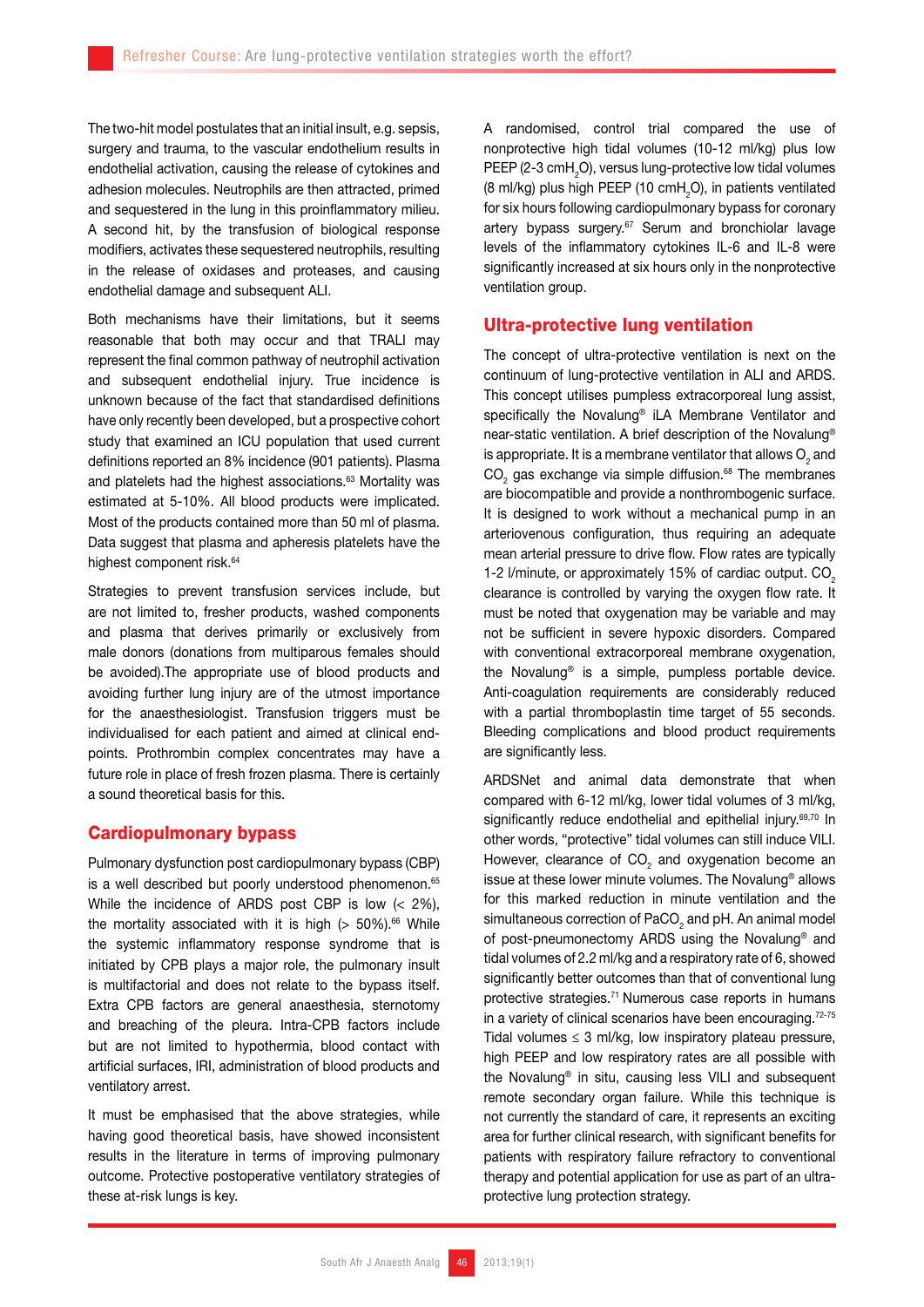The two-hit model postulates that an initial insult, e.g. sepsis, surgery and trauma, to the vascular endothelium results in endothelial activation, causing the release of cytokines and adhesion molecules. Neutrophils are then attracted, primed and sequestered in the lung in this proinflammatory milieu. A second hit, by the transfusion of biological response modifiers, activates these sequestered neutrophils, resulting in the release of oxidases and proteases, and causing endothelial damage and subsequent ALI.

Both mechanisms have their limitations, but it seems reasonable that both may occur and that TRALI may represent the final common pathway of neutrophil activation and subsequent endothelial injury. True incidence is unknown because of the fact that standardised definitions have only recently been developed, but a prospective cohort study that examined an ICU population that used current definitions reported an 8% incidence (901 patients). Plasma and platelets had the highest associations.[63] Mortality was estimated at 5-10%. All blood products were implicated. Most of the products contained more than 50 ml of plasma. Data suggest that plasma and apheresis platelets have the highest component risk.[64]

Strategies to prevent transfusion services include, but are not limited to, fresher products, washed components and plasma that derives primarily or exclusively from male donors (donations from multiparous females should be avoided).The appropriate use of blood products and avoiding further lung injury are of the utmost importance for the anaesthesiologist. Transfusion triggers must be individualised for each patient and aimed at clinical end-points. Prothrombin complex concentrates may have a future role in place of fresh frozen plasma. There is certainly a sound theoretical basis for this.

## Cardiopulmonary bypass

Pulmonary dysfunction post cardiopulmonary bypass (CBP) is a well described but poorly understood phenomenon.[65] While the incidence of ARDS post CBP is low (< 2%), the mortality associated with it is high (> 50%).[66] While the systemic inflammatory response syndrome that is initiated by CPB plays a major role, the pulmonary insult is multifactorial and does not relate to the bypass itself. Extra CPB factors are general anaesthesia, sternotomy and breaching of the pleura. Intra-CPB factors include but are not limited to hypothermia, blood contact with artificial surfaces, IRI, administration of blood products and ventilatory arrest.

It must be emphasised that the above strategies, while having good theoretical basis, have showed inconsistent results in the literature in terms of improving pulmonary outcome. Protective postoperative ventilatory strategies of these at-risk lungs is key.

A randomised, control trial compared the use of nonprotective high tidal volumes (10-12 ml/kg) plus low PEEP (2-3 cm$H_2O$), versus lung-protective low tidal volumes (8 ml/kg) plus high PEEP (10 cm$H_2O$), in patients ventilated for six hours following cardiopulmonary bypass for coronary artery bypass surgery.[67] Serum and bronchiolar lavage levels of the inflammatory cytokines IL-6 and IL-8 were significantly increased at six hours only in the nonprotective ventilation group.

## Ultra-protective lung ventilation

The concept of ultra-protective ventilation is next on the continuum of lung-protective ventilation in ALI and ARDS. This concept utilises pumpless extracorporeal lung assist, specifically the Novalung® iLA Membrane Ventilator and near-static ventilation. A brief description of the Novalung® is appropriate. It is a membrane ventilator that allows $O_2$ and $CO_2$ gas exchange via simple diffusion.[68] The membranes are biocompatible and provide a nonthrombogenic surface. It is designed to work without a mechanical pump in an arteriovenous configuration, thus requiring an adequate mean arterial pressure to drive flow. Flow rates are typically 1-2 l/minute, or approximately 15% of cardiac output. $CO_2$ clearance is controlled by varying the oxygen flow rate. It must be noted that oxygenation may be variable and may not be sufficient in severe hypoxic disorders. Compared with conventional extracorporeal membrane oxygenation, the Novalung® is a simple, pumpless portable device. Anti-coagulation requirements are considerably reduced with a partial thromboplastin time target of 55 seconds. Bleeding complications and blood product requirements are significantly less.

ARDSNet and animal data demonstrate that when compared with 6-12 ml/kg, lower tidal volumes of 3 ml/kg, significantly reduce endothelial and epithelial injury.[69,70] In other words, "protective" tidal volumes can still induce VILI. However, clearance of $CO_2$ and oxygenation become an issue at these lower minute volumes. The Novalung® allows for this marked reduction in minute ventilation and the simultaneous correction of $PaCO_2$ and pH. An animal model of post-pneumonectomy ARDS using the Novalung® and tidal volumes of 2.2 ml/kg and a respiratory rate of 6, showed significantly better outcomes than that of conventional lung protective strategies.[71] Numerous case reports in humans in a variety of clinical scenarios have been encouraging.[72-75] Tidal volumes ≤ 3 ml/kg, low inspiratory plateau pressure, high PEEP and low respiratory rates are all possible with the Novalung® in situ, causing less VILI and subsequent remote secondary organ failure. While this technique is not currently the standard of care, it represents an exciting area for further clinical research, with significant benefits for patients with respiratory failure refractory to conventional therapy and potential application for use as part of an ultra-protective lung protection strategy.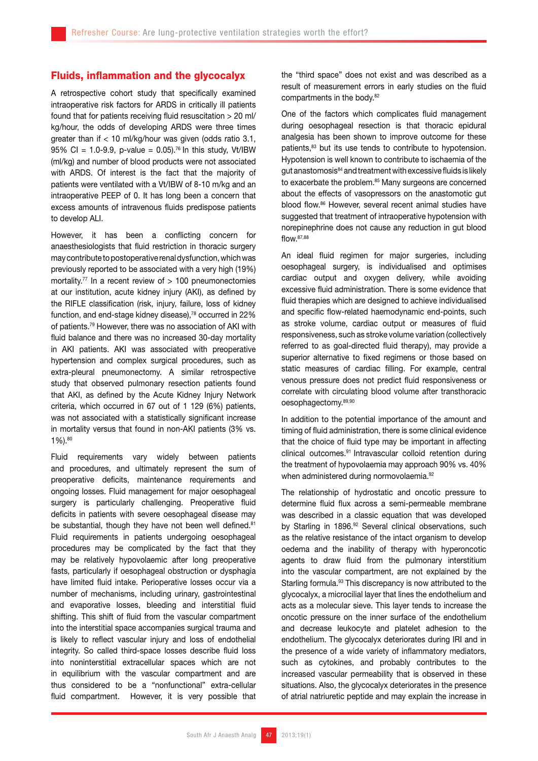## Fluids, inflammation and the glycocalyx

A retrospective cohort study that specifically examined intraoperative risk factors for ARDS in critically ill patients found that for patients receiving fluid resuscitation > 20 ml/kg/hour, the odds of developing ARDS were three times greater than if < 10 ml/kg/hour was given (odds ratio 3.1, 95% CI = 1.0-9.9, p-value = 0.05).[76] In this study, Vt/IBW (ml/kg) and number of blood products were not associated with ARDS. Of interest is the fact that the majority of patients were ventilated with a Vt/IBW of 8-10 m/kg and an intraoperative PEEP of 0. It has long been a concern that excess amounts of intravenous fluids predispose patients to develop ALI.

However, it has been a conflicting concern for anaesthesiologists that fluid restriction in thoracic surgery may contribute to postoperative renal dysfunction, which was previously reported to be associated with a very high (19%) mortality.[77] In a recent review of > 100 pneumonectomies at our institution, acute kidney injury (AKI), as defined by the RIFLE classification (risk, injury, failure, loss of kidney function, and end-stage kidney disease),[78] occurred in 22% of patients.[79] However, there was no association of AKI with fluid balance and there was no increased 30-day mortality in AKI patients. AKI was associated with preoperative hypertension and complex surgical procedures, such as extra-pleural pneumonectomy. A similar retrospective study that observed pulmonary resection patients found that AKI, as defined by the Acute Kidney Injury Network criteria, which occurred in 67 out of 1 129 (6%) patients, was not associated with a statistically significant increase in mortality versus that found in non-AKI patients (3% vs. 1%).[80]

Fluid requirements vary widely between patients and procedures, and ultimately represent the sum of preoperative deficits, maintenance requirements and ongoing losses. Fluid management for major oesophageal surgery is particularly challenging. Preoperative fluid deficits in patients with severe oesophageal disease may be substantial, though they have not been well defined.[81] Fluid requirements in patients undergoing oesophageal procedures may be complicated by the fact that they may be relatively hypovolaemic after long preoperative fasts, particularly if oesophageal obstruction or dysphagia have limited fluid intake. Perioperative losses occur via a number of mechanisms, including urinary, gastrointestinal and evaporative losses, bleeding and interstitial fluid shifting. This shift of fluid from the vascular compartment into the interstitial space accompanies surgical trauma and is likely to reflect vascular injury and loss of endothelial integrity. So called third-space losses describe fluid loss into noninterstitial extracellular spaces which are not in equilibrium with the vascular compartment and are thus considered to be a "nonfunctional" extra-cellular fluid compartment. However, it is very possible that the "third space" does not exist and was described as a result of measurement errors in early studies on the fluid compartments in the body.[82]

One of the factors which complicates fluid management during oesophageal resection is that thoracic epidural analgesia has been shown to improve outcome for these patients,[83] but its use tends to contribute to hypotension. Hypotension is well known to contribute to ischaemia of the gut anastomosis[84] and treatment with excessive fluids is likely to exacerbate the problem.[85] Many surgeons are concerned about the effects of vasopressors on the anastomotic gut blood flow.[86] However, several recent animal studies have suggested that treatment of intraoperative hypotension with norepinephrine does not cause any reduction in gut blood flow.[87,88]

An ideal fluid regimen for major surgeries, including oesophageal surgery, is individualised and optimises cardiac output and oxygen delivery, while avoiding excessive fluid administration. There is some evidence that fluid therapies which are designed to achieve individualised and specific flow-related haemodynamic end-points, such as stroke volume, cardiac output or measures of fluid responsiveness, such as stroke volume variation (collectively referred to as goal-directed fluid therapy), may provide a superior alternative to fixed regimens or those based on static measures of cardiac filling. For example, central venous pressure does not predict fluid responsiveness or correlate with circulating blood volume after transthoracic oesophagectomy.[89,90]

In addition to the potential importance of the amount and timing of fluid administration, there is some clinical evidence that the choice of fluid type may be important in affecting clinical outcomes.[91] Intravascular colloid retention during the treatment of hypovolaemia may approach 90% vs. 40% when administered during normovolaemia.[92]

The relationship of hydrostatic and oncotic pressure to determine fluid flux across a semi-permeable membrane was described in a classic equation that was developed by Starling in 1896.[92] Several clinical observations, such as the relative resistance of the intact organism to develop oedema and the inability of therapy with hyperoncotic agents to draw fluid from the pulmonary interstitium into the vascular compartment, are not explained by the Starling formula.[93] This discrepancy is now attributed to the glycocalyx, a microcilial layer that lines the endothelium and acts as a molecular sieve. This layer tends to increase the oncotic pressure on the inner surface of the endothelium and decrease leukocyte and platelet adhesion to the endothelium. The glycocalyx deteriorates during IRI and in the presence of a wide variety of inflammatory mediators, such as cytokines, and probably contributes to the increased vascular permeability that is observed in these situations. Also, the glycocalyx deteriorates in the presence of atrial natriuretic peptide and may explain the increase in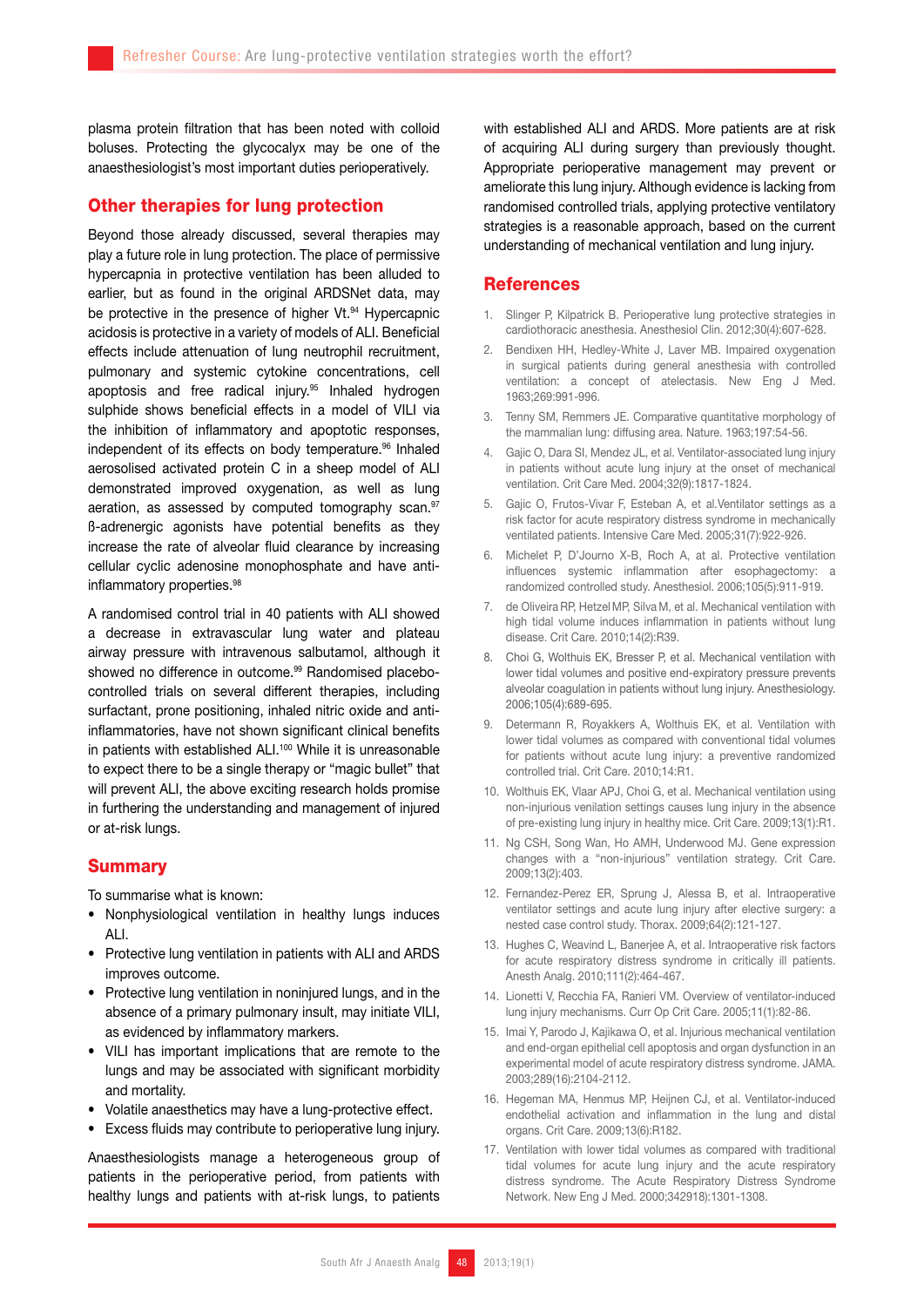plasma protein filtration that has been noted with colloid boluses. Protecting the glycocalyx may be one of the anaesthesiologist's most important duties perioperatively.

## Other therapies for lung protection

Beyond those already discussed, several therapies may play a future role in lung protection. The place of permissive hypercapnia in protective ventilation has been alluded to earlier, but as found in the original ARDSNet data, may be protective in the presence of higher Vt.[94] Hypercapnic acidosis is protective in a variety of models of ALI. Beneficial effects include attenuation of lung neutrophil recruitment, pulmonary and systemic cytokine concentrations, cell apoptosis and free radical injury.[95] Inhaled hydrogen sulphide shows beneficial effects in a model of VILI via the inhibition of inflammatory and apoptotic responses, independent of its effects on body temperature.[96] Inhaled aerosolised activated protein C in a sheep model of ALI demonstrated improved oxygenation, as well as lung aeration, as assessed by computed tomography scan.[97] ß-adrenergic agonists have potential benefits as they increase the rate of alveolar fluid clearance by increasing cellular cyclic adenosine monophosphate and have anti-inflammatory properties.[98]

A randomised control trial in 40 patients with ALI showed a decrease in extravascular lung water and plateau airway pressure with intravenous salbutamol, although it showed no difference in outcome.[99] Randomised placebo-controlled trials on several different therapies, including surfactant, prone positioning, inhaled nitric oxide and anti-inflammatories, have not shown significant clinical benefits in patients with established ALI.[100] While it is unreasonable to expect there to be a single therapy or "magic bullet" that will prevent ALI, the above exciting research holds promise in furthering the understanding and management of injured or at-risk lungs.

## Summary

To summarise what is known:

- Nonphysiological ventilation in healthy lungs induces ALI.
- Protective lung ventilation in patients with ALI and ARDS improves outcome.
- Protective lung ventilation in noninjured lungs, and in the absence of a primary pulmonary insult, may initiate VILI, as evidenced by inflammatory markers.
- VILI has important implications that are remote to the lungs and may be associated with significant morbidity and mortality.
- Volatile anaesthetics may have a lung-protective effect.
- Excess fluids may contribute to perioperative lung injury.

Anaesthesiologists manage a heterogeneous group of patients in the perioperative period, from patients with healthy lungs and patients with at-risk lungs, to patients with established ALI and ARDS. More patients are at risk of acquiring ALI during surgery than previously thought. Appropriate perioperative management may prevent or ameliorate this lung injury. Although evidence is lacking from randomised controlled trials, applying protective ventilatory strategies is a reasonable approach, based on the current understanding of mechanical ventilation and lung injury.

## References

1. Slinger P, Kilpatrick B. Perioperative lung protective strategies in cardiothoracic anesthesia. Anesthesiol Clin. 2012;30(4):607-628.
2. Bendixen HH, Hedley-White J, Laver MB. Impaired oxygenation in surgical patients during general anesthesia with controlled ventilation: a concept of atelectasis. New Eng J Med. 1963;269:991-996.
3. Tenny SM, Remmers JE. Comparative quantitative morphology of the mammalian lung: diffusing area. Nature. 1963;197:54-56.
4. Gajic O, Dara SI, Mendez JL, et al. Ventilator-associated lung injury in patients without acute lung injury at the onset of mechanical ventilation. Crit Care Med. 2004;32(9):1817-1824.
5. Gajic O, Frutos-Vivar F, Esteban A, et al.Ventilator settings as a risk factor for acute respiratory distress syndrome in mechanically ventilated patients. Intensive Care Med. 2005;31(7):922-926.
6. Michelet P, D'Journo X-B, Roch A, et al. Protective ventilation influences systemic inflammation after esophagectomy: a randomized controlled study. Anesthesiol. 2006;105(5):911-919.
7. de Oliveira RP, Hetzel MP, Silva M, et al. Mechanical ventilation with high tidal volume induces inflammation in patients without lung disease. Crit Care. 2010;14(2):R39.
8. Choi G, Wolthuis EK, Bresser P, et al. Mechanical ventilation with lower tidal volumes and positive end-expiratory pressure prevents alveolar coagulation in patients without lung injury. Anesthesiology. 2006;105(4):689-695.
9. Determann R, Royakkers A, Wolthuis EK, et al. Ventilation with lower tidal volumes as compared with conventional tidal volumes for patients without acute lung injury: a preventive randomized controlled trial. Crit Care. 2010;14:R1.
10. Wolthuis EK, Vlaar APJ, Choi G, et al. Mechanical ventilation using non-injurious venilation settings causes lung injury in the absence of pre-existing lung injury in healthy mice. Crit Care. 2009;13(1):R1.
11. Ng CSH, Song Wan, Ho AMH, Underwood MJ. Gene expression changes with a "non-injurious" ventilation strategy. Crit Care. 2009;13(2):403.
12. Fernandez-Perez ER, Sprung J, Alessa B, et al. Intraoperative ventilator settings and acute lung injury after elective surgery: a nested case control study. Thorax. 2009;64(2):121-127.
13. Hughes C, Weavind L, Banerjee A, et al. Intraoperative risk factors for acute respiratory distress syndrome in critically ill patients. Anesth Analg. 2010;111(2):464-467.
14. Lionetti V, Recchia FA, Ranieri VM. Overview of ventilator-induced lung injury mechanisms. Curr Op Crit Care. 2005;11(1):82-86.
15. Imai Y, Parodo J, Kajikawa O, et al. Injurious mechanical ventilation and end-organ epithelial cell apoptosis and organ dysfunction in an experimental model of acute respiratory distress syndrome. JAMA. 2003;289(16):2104-2112.
16. Hegeman MA, Henmus MP, Heijnen CJ, et al. Ventilator-induced endothelial activation and inflammation in the lung and distal organs. Crit Care. 2009;13(6):R182.
17. Ventilation with lower tidal volumes as compared with traditional tidal volumes for acute lung injury and the acute respiratory distress syndrome. The Acute Respiratory Distress Syndrome Network. New Eng J Med. 2000;342918):1301-1308.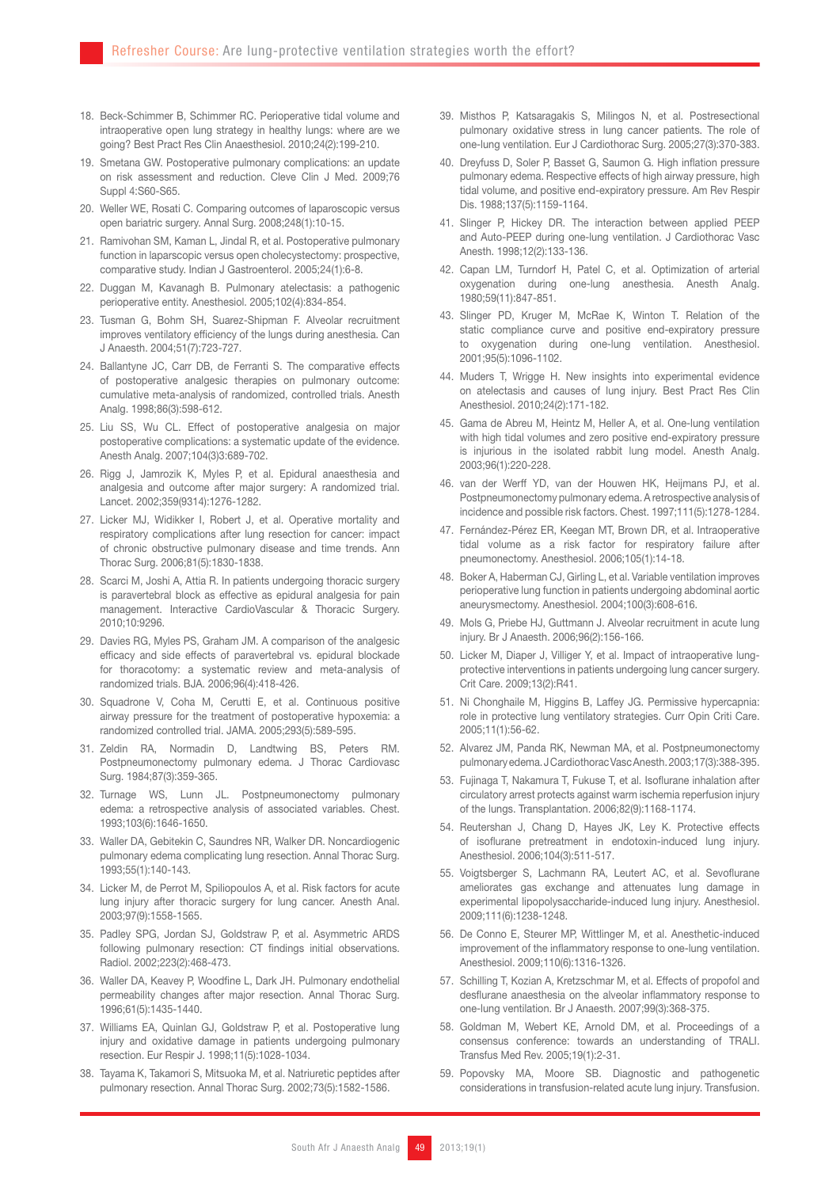18. Beck-Schimmer B, Schimmer RC. Perioperative tidal volume and intraoperative open lung strategy in healthy lungs: where are we going? Best Pract Res Clin Anaesthesiol. 2010;24(2):199-210.
19. Smetana GW. Postoperative pulmonary complications: an update on risk assessment and reduction. Cleve Clin J Med. 2009;76 Suppl 4:S60-S65.
20. Weller WE, Rosati C. Comparing outcomes of laparoscopic versus open bariatric surgery. Annal Surg. 2008;248(1):10-15.
21. Ramivohan SM, Kaman L, Jindal R, et al. Postoperative pulmonary function in laparscopic versus open cholecystectomy: prospective, comparative study. Indian J Gastroenterol. 2005;24(1):6-8.
22. Duggan M, Kavanagh B. Pulmonary atelectasis: a pathogenic perioperative entity. Anesthesiol. 2005;102(4):834-854.
23. Tusman G, Bohm SH, Suarez-Shipman F. Alveolar recruitment improves ventilatory efficiency of the lungs during anesthesia. Can J Anaesth. 2004;51(7):723-727.
24. Ballantyne JC, Carr DB, de Ferranti S. The comparative effects of postoperative analgesic therapies on pulmonary outcome: cumulative meta-analysis of randomized, controlled trials. Anesth Analg. 1998;86(3):598-612.
25. Liu SS, Wu CL. Effect of postoperative analgesia on major postoperative complications: a systematic update of the evidence. Anesth Analg. 2007;104(3)3:689-702.
26. Rigg JJ, Jamrozik K, Myles P, et al. Epidural anaesthesia and analgesia and outcome after major surgery: A randomized trial. Lancet. 2002;359(9314):1276-1282.
27. Licker MJ, Widikker I, Robert J, et al. Operative mortality and respiratory complications after lung resection for cancer: impact of chronic obstructive pulmonary disease and time trends. Ann Thorac Surg. 2006;81(5):1830-1838.
28. Scarci M, Joshi A, Attia R. In patients undergoing thoracic surgery is paravertebral block as effective as epidural analgesia for pain management. Interactive CardioVascular & Thoracic Surgery. 2010;10:9296.
29. Davies RG, Myles PS, Graham JM. A comparison of the analgesic efficacy and side effects of paravertebral vs. epidural blockade for thoracotomy: a systematic review and meta-analysis of randomized trials. BJA. 2006;96(4):418-426.
30. Squadrone V, Coha M, Cerutti E, et al. Continuous positive airway pressure for the treatment of postoperative hypoxemia: a randomized controlled trial. JAMA. 2005;293(5):589-595.
31. Zeldin RA, Normadin D, Landtwing BS, Peters RM. Postpneumonectomy pulmonary edema. J Thorac Cardiovasc Surg. 1984;87(3):359-365.
32. Turnage WS, Lunn JL. Postpneumonectomy pulmonary edema: a retrospective analysis of associated variables. Chest. 1993;103(6):1646-1650.
33. Waller DA, Gebitekin C, Saundres NR, Walker DR. Noncardiogenic pulmonary edema complicating lung resection. Annal Thorac Surg. 1993;55(1):140-143.
34. Licker M, de Perrot M, Spiliopoulos A, et al. Risk factors for acute lung injury after thoracic surgery for lung cancer. Anesth Anal. 2003;97(9):1558-1565.
35. Padley SPG, Jordan SJ, Goldstraw P, et al. Asymmetric ARDS following pulmonary resection: CT findings initial observations. Radiol. 2002;223(2):468-473.
36. Waller DA, Keavey P, Woodfine L, Dark JH. Pulmonary endothelial permeability changes after major resection. Annal Thorac Surg. 1996;61(5):1435-1440.
37. Williams EA, Quinlan GJ, Goldstraw P, et al. Postoperative lung injury and oxidative damage in patients undergoing pulmonary resection. Eur Respir J. 1998;11(5):1028-1034.
38. Tayama K, Takamori S, Mitsuoka M, et al. Natriuretic peptides after pulmonary resection. Annal Thorac Surg. 2002;73(5):1582-1586.
39. Misthos P, Katsaragakis S, Milingos N, et al. Postresectional pulmonary oxidative stress in lung cancer patients. The role of one-lung ventilation. Eur J Cardiothorac Surg. 2005;27(3):370-383.
40. Dreyfuss D, Soler P, Basset G, Saumon G. High inflation pressure pulmonary edema. Respective effects of high airway pressure, high tidal volume, and positive end-expiratory pressure. Am Rev Respir Dis. 1988;137(5):1159-1164.
41. Slinger P, Hickey DR. The interaction between applied PEEP and Auto-PEEP during one-lung ventilation. J Cardiothorac Vasc Anesth. 1998;12(2):133-136.
42. Capan LM, Turndorf H, Patel C, et al. Optimization of arterial oxygenation during one-lung anesthesia. Anesth Analg. 1980;59(11):847-851.
43. Slinger PD, Kruger M, McRae K, Winton T. Relation of the static compliance curve and positive end-expiratory pressure to oxygenation during one-lung ventilation. Anesthesiol. 2001;95(5):1096-1102.
44. Muders T, Wrigge H. New insights into experimental evidence on atelectasis and causes of lung injury. Best Pract Res Clin Anesthesiol. 2010;24(2):171-182.
45. Gama de Abreu M, Heintz M, Heller A, et al. One-lung ventilation with high tidal volumes and zero positive end-expiratory pressure is injurious in the isolated rabbit lung model. Anesth Analg. 2003;96(1):220-228.
46. van der Werff YD, van der Houwen HK, Heijmans PJ, et al. Postpneumonectomy pulmonary edema. A retrospective analysis of incidence and possible risk factors. Chest. 1997;111(5):1278-1284.
47. Fernández-Pérez ER, Keegan MT, Brown DR, et al. Intraoperative tidal volume as a risk factor for respiratory failure after pneumonectomy. Anesthesiol. 2006;105(1):14-18.
48. Boker A, Haberman CJ, Girling L, et al. Variable ventilation improves perioperative lung function in patients undergoing abdominal aortic aneurysmectomy. Anesthesiol. 2004;100(3):608-616.
49. Mols G, Priebe HJ, Guttmann J. Alveolar recruitment in acute lung injury. Br J Anaesth. 2006;96(2):156-166.
50. Licker M, Diaper J, Villiger Y, et al. Impact of intraoperative lung-protective interventions in patients undergoing lung cancer surgery. Crit Care. 2009;13(2):R41.
51. Ni Chonghaile M, Higgins B, Laffey JG. Permissive hypercapnia: role in protective lung ventilatory strategies. Curr Opin Criti Care. 2005;11(1):56-62.
52. Alvarez JM, Panda RK, Newman MA, et al. Postpneumonectomy pulmonary edema. J Cardiothorac Vasc Anesth. 2003;17(3):388-395.
53. Fujinaga T, Nakamura T, Fukuse T, et al. Isoflurane inhalation after circulatory arrest protects against warm ischemia reperfusion injury of the lungs. Transplantation. 2006;82(9):1168-1174.
54. Reutershan J, Chang D, Hayes JK, Ley K. Protective effects of isoflurane pretreatment in endotoxin-induced lung injury. Anesthesiol. 2006;104(3):511-517.
55. Voigtsberger S, Lachmann RA, Leutert AC, et al. Sevoflurane ameliorates gas exchange and attenuates lung damage in experimental lipopolysaccharide-induced lung injury. Anesthesiol. 2009;111(6):1238-1248.
56. De Conno E, Steurer MP, Wittlinger M, et al. Anesthetic-induced improvement of the inflammatory response to one-lung ventilation. Anesthesiol. 2009;110(6):1316-1326.
57. Schilling T, Kozian A, Kretzschmar M, et al. Effects of propofol and desflurane anaesthesia on the alveolar inflammatory response to one-lung ventilation. Br J Anaesth. 2007;99(3):368-375.
58. Goldman M, Webert KE, Arnold DM, et al. Proceedings of a consensus conference: towards an understanding of TRALI. Transfus Med Rev. 2005;19(1):2-31.
59. Popovsky MA, Moore SB. Diagnostic and pathogenetic considerations in transfusion-related acute lung injury. Transfusion.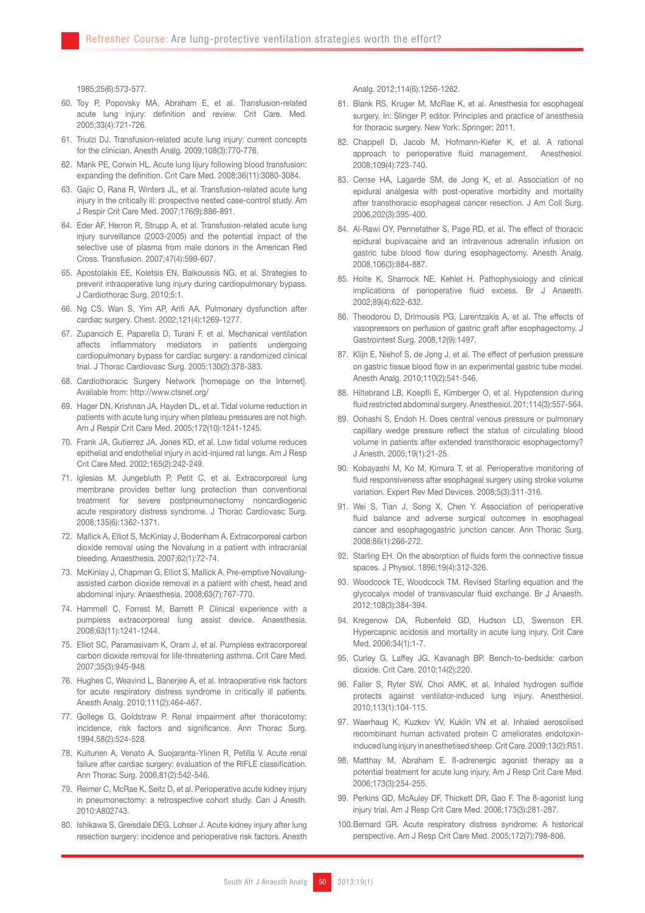1985;25(6):573-577.

60. Toy P, Popovsky MA, Abraham E, et al. Transfusion-related acute lung injury: definition and review. Crit Care. Med. 2005;33(4):721-726.
61. Triulzi DJ. Transfusion-related acute lung injury: current concepts for the clinician. Anesth Analg. 2009;108(3):770-776.
62. Marik PE, Corwin HL. Acute lung lijury following blood transfusion: expanding the definition. Crit Care Med. 2008;36(11):3080-3084.
63. Gajic O, Rana R, Winters JL, et al. Transfusion-related acute lung injury in the critically ill: prospective nested case-control study. Am J Respir Crit Care Med. 2007;176(9):886-891.
64. Eder AF, Herron R, Strupp A, et al. Transfusion-related acute lung injury surveillance (2003-2005) and the potential impact of the selective use of plasma from male donors in the American Red Cross. Transfusion. 2007;47(4):599-607.
65. Apostolakis EE, Koletsis EN, Baikoussis NG, et al. Strategies to prevent intraoperative lung injury during cardiopulmonary bypass. J Cardiothorac Surg. 2010;5:1.
66. Ng CS, Wan S, Yim AP, Arifi AA. Pulmonary dysfunction after cardiac surgery. Chest. 2002;121(4):1269-1277.
67. Zupancich E, Paparella D, Turani F, et al. Mechanical ventilation affects inflammatory mediators in patients undergoing cardiopulmonary bypass for cardiac surgery: a randomized clinical trial. J Thorac Cardiovasc Surg. 2005;130(2):378-383.
68. Cardiothoracic Surgery Network [homepage on the Internet]. Available from: http://www.ctsnet.org/
69. Hager DN, Krishnan JA, Hayden DL, et al. Tidal volume reduction in patients with acute lung injury when plateau pressures are not high. Am J Respir Crit Care Med. 2005;172(10):1241-1245.
70. Frank JA, Gutierrez JA, Jones KD, et al. Low tidal volume reduces epithelial and endothelial injury in acid-injured rat lungs. Am J Resp Crit Care Med. 2002;165(2):242-249.
71. Iglesias M, Jungebluth P, Petit C, et al. Extracorporeal lung membrane provides better lung protection than conventional treatment for severe postpneumonectomy noncardiogenic acute respiratory distress syndrome. J Thorac Cardiovasc Surg. 2008;135(6):1362-1371.
72. Mallick A, Elliot S, McKinlay J, Bodenham A. Extracorporeal carbon dioxide removal using the Novalung in a patient with intracranial bleeding. Anaesthesia. 2007;62(1):72-74.
73. McKinlay J, Chapman G, Elliot S, Mallick A. Pre-emptive Novalung-assisted carbon dioxide removal in a patient with chest, head and abdominal injury. Anaesthesia. 2008;63(7):767-770.
74. Hammell C, Forrest M, Barrett P. Clinical experience with a pumpless extracorporeal lung assist device. Anaesthesia. 2008;63(11):1241-1244.
75. Elliot SC, Paramasivam K, Oram J, et al. Pumpless extracorporeal carbon dioxide removal for life-threatening asthma. Crit Care Med. 2007;35(3):945-948.
76. Hughes C, Weavind L, Banerjee A, et al. Intraoperative risk factors for acute respiratory distress syndrome in critically ill patients. Anesth Analg. 2010;111(2):464-467.
77. Gollege G, Goldstraw P. Renal impairment after thoracotomy: incidence, risk factors and significance. Ann Thorac Surg. 1994,58(2):524-528.
78. Kuitunen A, Venato A, Suojaranta-Ylinen R, Petilla V. Acute renal failure after cardiac surgery: evaluation of the RIFLE classification. Ann Thorac Surg. 2006,81(2):542-546.
79. Reimer C, McRae K, Seitz D, et al. Perioperative acute kidney injury in pneumonectomy: a retrospective cohort study. Can J Anesth. 2010:A802743.
80. Ishikawa S, Greisdale DEG, Lohser J. Acute kidney injury after lung resection surgery: incidence and perioperative risk factors. Anesth Analg. 2012;114(6):1256-1262.
81. Blank RS, Kruger M, McRae K, et al. Anesthesia for esophageal surgery. In: Slinger P, editor. Principles and practice of anesthesia for thoracic surgery. New York: Springer; 2011.
82. Chappell D, Jacob M, Hofmann-Kiefer K, et al. A rational approach to perioperative fluid management. Anesthesiol. 2008;109(4):723-740.
83. Cense HA, Lagarde SM, de Jong K, et al. Association of no epidural analgesia with post-operative morbidity and mortality after transthoracic esophageal cancer resection. J Am Coll Surg. 2006,202(3):395-400.
84. Al-Rawi OY, Pennefather S, Page RD, et al. The effect of thoracic epidural bupivacaine and an intravenous adrenalin infusion on gastric tube blood flow during esophagectomy. Anesth Analg. 2008,106(3):884-887.
85. Holte K, Sharrock NE, Kehlet H. Pathophysiology and clinical implications of perioperative fluid excess. Br J Anaesth. 2002;89(4):622-632.
86. Theodorou D, Drimousis PG, Larentzakis A, et al. The effects of vasopressors on perfusion of gastric graft after esophagectomy. J Gastrointest Surg. 2008,12(9):1497.
87. Klijn E, Niehof S, de Jong J, et al. The effect of perfusion pressure on gastric tissue blood flow in an experimental gastric tube model. Anesth Analg. 2010;110(2):541-546.
88. Hiltebrand LB, Koepfli E, Kimberger O, et al. Hypotension during fluid restricted abdominal surgery. Anesthesiol. 201;114(3):557-564.
89. Oohashi S, Endoh H. Does central venous pressure or pulmonary capillary wedge pressure reflect the status of circulating blood volume in patients after extended transthoracic esophagectomy? J Anesth. 2005;19(1):21-25.
90. Kobayashi M, Ko M, Kimura T, et al. Perioperative monitoring of fluid responsiveness after esophageal surgery using stroke volume variation. Expert Rev Med Devices. 2008;5(3):311-316.
91. Wei S, Tian J, Song X, Chen Y. Association of perioperative fluid balance and adverse surgical outcomes in esophageal cancer and esophagogastric junction cancer. Ann Thorac Surg. 2008;86(1):266-272.
92. Starling EH. On the absorption of fluids form the connective tissue spaces. J Physiol. 1896;19(4):312-326.
93. Woodcock TE, Woodcock TM. Revised Starling equation and the glycocalyx model of transvascular fluid exchange. Br J Anaesth. 2012;108(3):384-394.
94. Kregenow DA, Rubenfeld GD, Hudson LD, Swenson ER. Hypercapnic acidosis and mortality in acute lung injury. Crit Care Med. 2006;34(1):1-7.
95. Curley G, Laffey JG, Kavanagh BP. Bench-to-bedside: carbon dioxide. Crit Care. 2010;14(2):220.
96. Faller S, Ryter SW, Choi AMK, et al. Inhaled hydrogen sulfide protects against ventilator-induced lung injury. Anesthesiol. 2010;113(1):104-115.
97. Waerhaug K, Kuzkov VV, Kuklin VN et al. Inhaled aerosolised recombinant human activated protein C ameliorates endotoxin-induced lung injury in anesthetised sheep. Crit Care. 2009;13(2):R51.
98. Matthay M, Abraham E. ß-adrenergic agonist therapy as a potential treatment for acute lung injury. Am J Resp Crit Care Med. 2006;173(3):254-255.
99. Perkins GD, McAuley DF, Thickett DR, Gao F. The ß-agonist lung injury trial. Am J Resp Crit Care Med. 2006;173(3):281-287.
100. Bernard GR. Acute respiratory distress syndrome: A historical perspective. Am J Resp Crit Care Med. 2005;172(7):798-806.